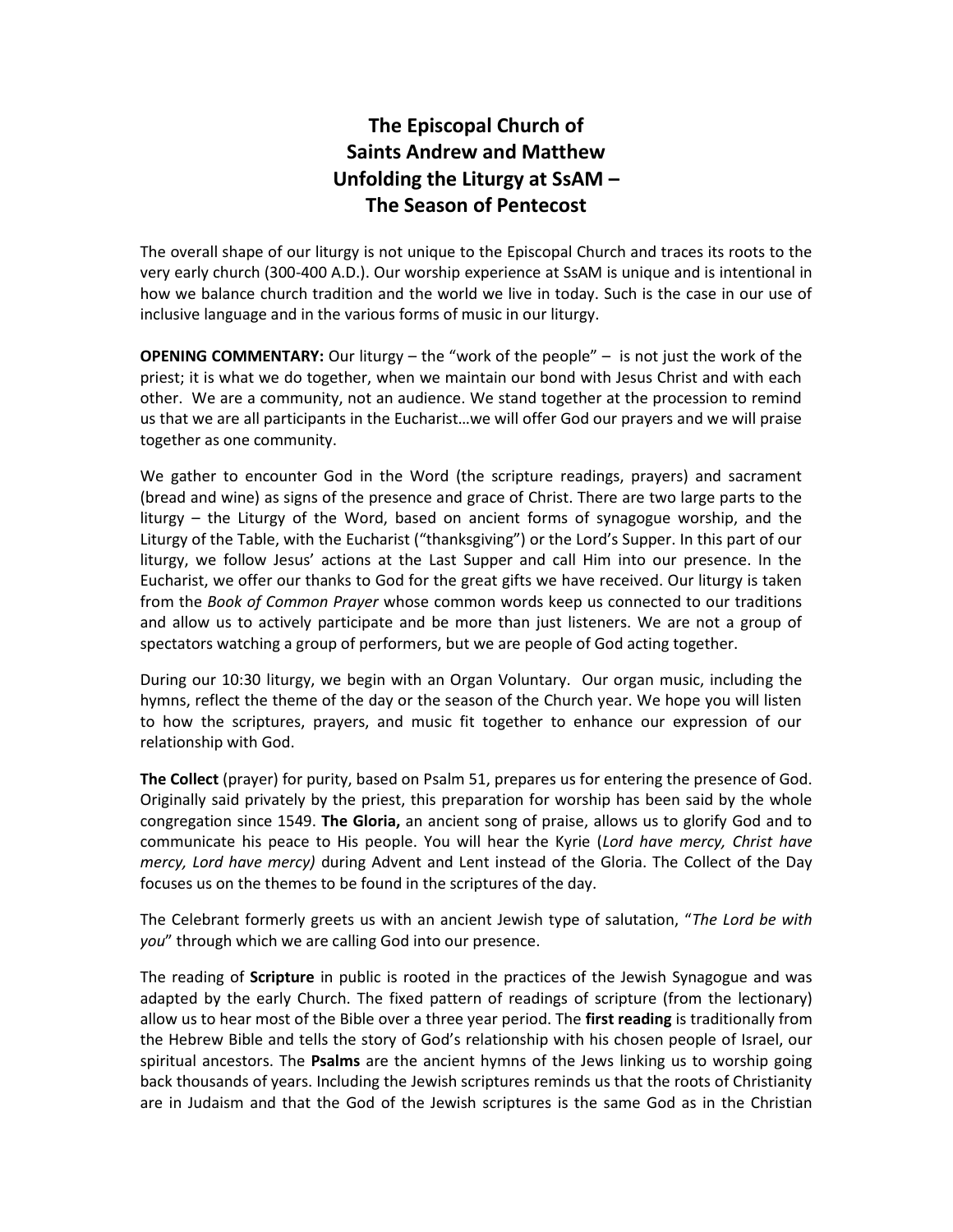# The Episcopal Church of Saints Andrew and Matthew Unfolding the Liturgy at SsAM – The Season of Pentecost

The overall shape of our liturgy is not unique to the Episcopal Church and traces its roots to the very early church (300-400 A.D.). Our worship experience at SsAM is unique and is intentional in how we balance church tradition and the world we live in today. Such is the case in our use of inclusive language and in the various forms of music in our liturgy.

**OPENING COMMENTARY:** Our liturgy – the "work of the people" – is not just the work of the priest; it is what we do together, when we maintain our bond with Jesus Christ and with each other. We are a community, not an audience. We stand together at the procession to remind us that we are all participants in the Eucharist…we will offer God our prayers and we will praise together as one community.

We gather to encounter God in the Word (the scripture readings, prayers) and sacrament (bread and wine) as signs of the presence and grace of Christ. There are two large parts to the liturgy – the Liturgy of the Word, based on ancient forms of synagogue worship, and the Liturgy of the Table, with the Eucharist ("thanksgiving") or the Lord's Supper. In this part of our liturgy, we follow Jesus' actions at the Last Supper and call Him into our presence. In the Eucharist, we offer our thanks to God for the great gifts we have received. Our liturgy is taken from the *Book of Common Prayer* whose common words keep us connected to our traditions and allow us to actively participate and be more than just listeners. We are not a group of spectators watching a group of performers, but we are people of God acting together.

During our 10:30 liturgy, we begin with an Organ Voluntary. Our organ music, including the hymns, reflect the theme of the day or the season of the Church year. We hope you will listen to how the scriptures, prayers, and music fit together to enhance our expression of our relationship with God.

**The Collect** (prayer) for purity, based on Psalm 51, prepares us for entering the presence of God. Originally said privately by the priest, this preparation for worship has been said by the whole congregation since 1549. **The Gloria,** an ancient song of praise, allows us to glorify God and to communicate his peace to His people. You will hear the Kyrie (*Lord have mercy, Christ have mercy, Lord have mercy)* during Advent and Lent instead of the Gloria. The Collect of the Day focuses us on the themes to be found in the scriptures of the day.

The Celebrant formerly greets us with an ancient Jewish type of salutation, "*The Lord be with you*" through which we are calling God into our presence.

The reading of **Scripture** in public is rooted in the practices of the Jewish Synagogue and was adapted by the early Church. The fixed pattern of readings of scripture (from the lectionary) allow us to hear most of the Bible over a three year period. The **first reading** is traditionally from the Hebrew Bible and tells the story of God's relationship with his chosen people of Israel, our spiritual ancestors. The **Psalms** are the ancient hymns of the Jews linking us to worship going back thousands of years. Including the Jewish scriptures reminds us that the roots of Christianity are in Judaism and that the God of the Jewish scriptures is the same God as in the Christian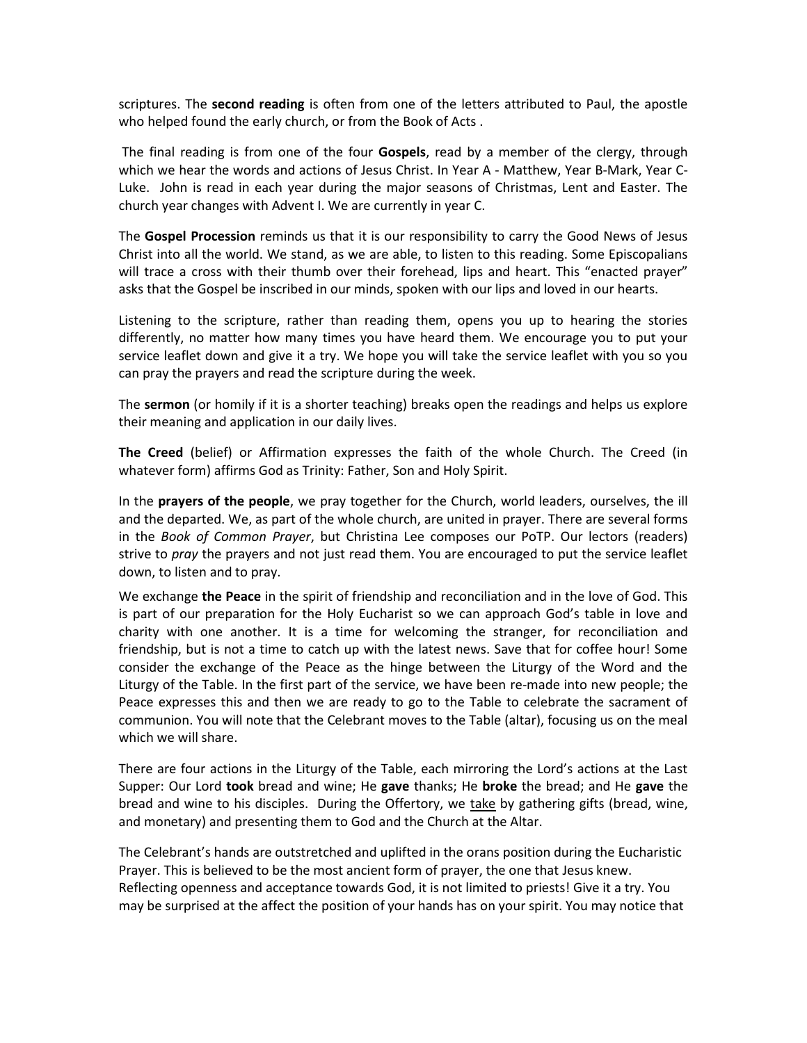scriptures. The **second reading** is often from one of the letters attributed to Paul, the apostle who helped found the early church, or from the Book of Acts .

The final reading is from one of the four **Gospels**, read by a member of the clergy, through which we hear the words and actions of Jesus Christ. In Year A - Matthew, Year B-Mark, Year C-Luke. John is read in each year during the major seasons of Christmas, Lent and Easter. The church year changes with Advent I. We are currently in year C.

The **Gospel Procession** reminds us that it is our responsibility to carry the Good News of Jesus Christ into all the world. We stand, as we are able, to listen to this reading. Some Episcopalians will trace a cross with their thumb over their forehead, lips and heart. This "enacted prayer" asks that the Gospel be inscribed in our minds, spoken with our lips and loved in our hearts.

Listening to the scripture, rather than reading them, opens you up to hearing the stories differently, no matter how many times you have heard them. We encourage you to put your service leaflet down and give it a try. We hope you will take the service leaflet with you so you can pray the prayers and read the scripture during the week.

The **sermon** (or homily if it is a shorter teaching) breaks open the readings and helps us explore their meaning and application in our daily lives.

**The Creed** (belief) or Affirmation expresses the faith of the whole Church. The Creed (in whatever form) affirms God as Trinity: Father, Son and Holy Spirit.

In the **prayers of the people**, we pray together for the Church, world leaders, ourselves, the ill and the departed. We, as part of the whole church, are united in prayer. There are several forms in the *Book of Common Prayer*, but Christina Lee composes our PoTP. Our lectors (readers) strive to *pray* the prayers and not just read them. You are encouraged to put the service leaflet down, to listen and to pray.

We exchange **the Peace** in the spirit of friendship and reconciliation and in the love of God. This is part of our preparation for the Holy Eucharist so we can approach God's table in love and charity with one another. It is a time for welcoming the stranger, for reconciliation and friendship, but is not a time to catch up with the latest news. Save that for coffee hour! Some consider the exchange of the Peace as the hinge between the Liturgy of the Word and the Liturgy of the Table. In the first part of the service, we have been re-made into new people; the Peace expresses this and then we are ready to go to the Table to celebrate the sacrament of communion. You will note that the Celebrant moves to the Table (altar), focusing us on the meal which we will share.

There are four actions in the Liturgy of the Table, each mirroring the Lord's actions at the Last Supper: Our Lord **took** bread and wine; He **gave** thanks; He **broke** the bread; and He **gave** the bread and wine to his disciples. During the Offertory, we <u>take</u> by gathering gifts (bread, wine, and monetary) and presenting them to God and the Church at the Altar.

The Celebrant's hands are outstretched and uplifted in the orans position during the Eucharistic Prayer. This is believed to be the most ancient form of prayer, the one that Jesus knew. Reflecting openness and acceptance towards God, it is not limited to priests! Give it a try. You may be surprised at the affect the position of your hands has on your spirit. You may notice that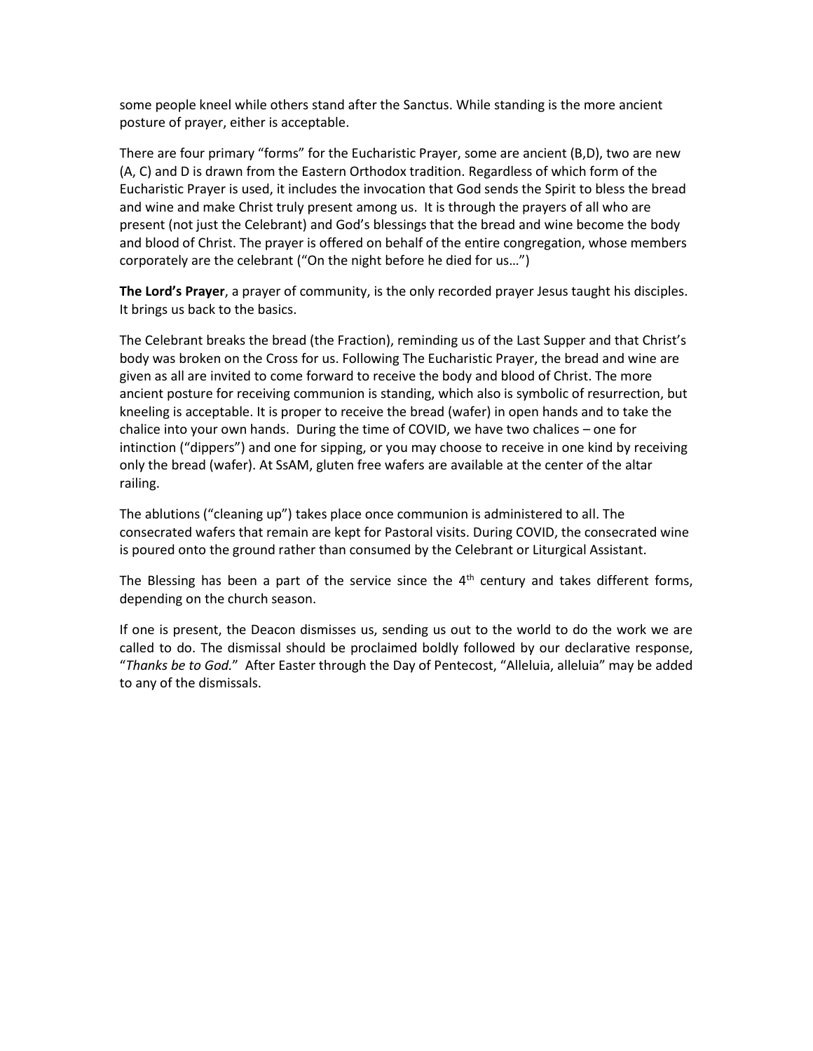some people kneel while others stand after the Sanctus. While standing is the more ancient posture of prayer, either is acceptable.

There are four primary "forms" for the Eucharistic Prayer, some are ancient (B,D), two are new (A, C) and D is drawn from the Eastern Orthodox tradition. Regardless of which form of the Eucharistic Prayer is used, it includes the invocation that God sends the Spirit to bless the bread and wine and make Christ truly present among us. It is through the prayers of all who are present (not just the Celebrant) and God's blessings that the bread and wine become the body and blood of Christ. The prayer is offered on behalf of the entire congregation, whose members corporately are the celebrant ("On the night before he died for us…")

**The Lord's Prayer**, a prayer of community, is the only recorded prayer Jesus taught his disciples. It brings us back to the basics.

The Celebrant breaks the bread (the Fraction), reminding us of the Last Supper and that Christ's body was broken on the Cross for us. Following The Eucharistic Prayer, the bread and wine are given as all are invited to come forward to receive the body and blood of Christ. The more ancient posture for receiving communion is standing, which also is symbolic of resurrection, but kneeling is acceptable. It is proper to receive the bread (wafer) in open hands and to take the chalice into your own hands. During the time of COVID, we have two chalices – one for intinction ("dippers") and one for sipping, or you may choose to receive in one kind by receiving only the bread (wafer). At SsAM, gluten free wafers are available at the center of the altar railing.

The ablutions ("cleaning up") takes place once communion is administered to all. The consecrated wafers that remain are kept for Pastoral visits. During COVID, the consecrated wine is poured onto the ground rather than consumed by the Celebrant or Liturgical Assistant.

The Blessing has been a part of the service since the 4th century and takes different forms, depending on the church season.

If one is present, the Deacon dismisses us, sending us out to the world to do the work we are called to do. The dismissal should be proclaimed boldly followed by our declarative response, "*Thanks be to God.*" After Easter through the Day of Pentecost, "Alleluia, alleluia" may be added to any of the dismissals.